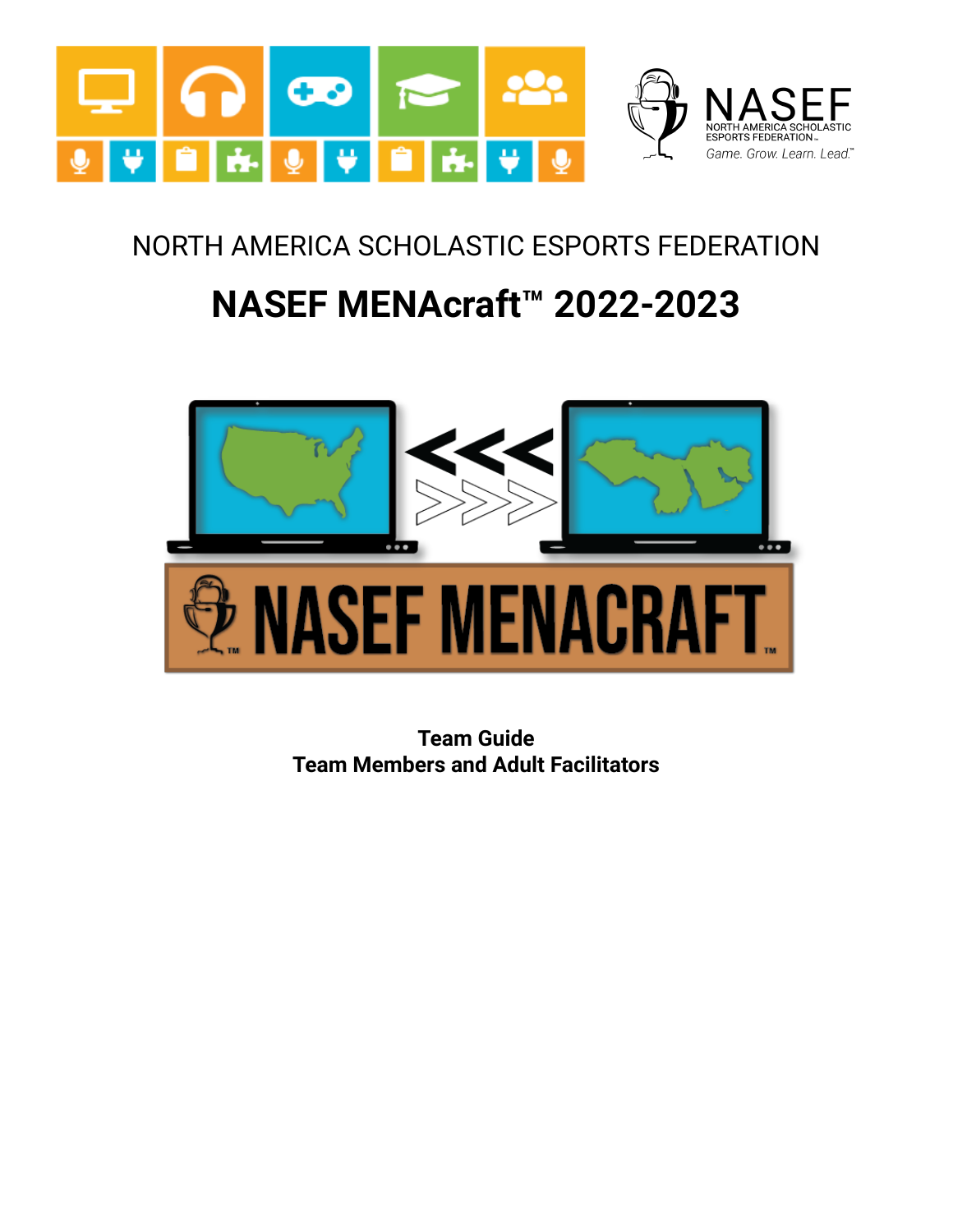NORTH AMERICA SCHOLASTIC ESPORTS FEDERATION

# NASEF MENAcraft™ 2022-2023

**Team Guide**
**Team Members and Adult Facilitators**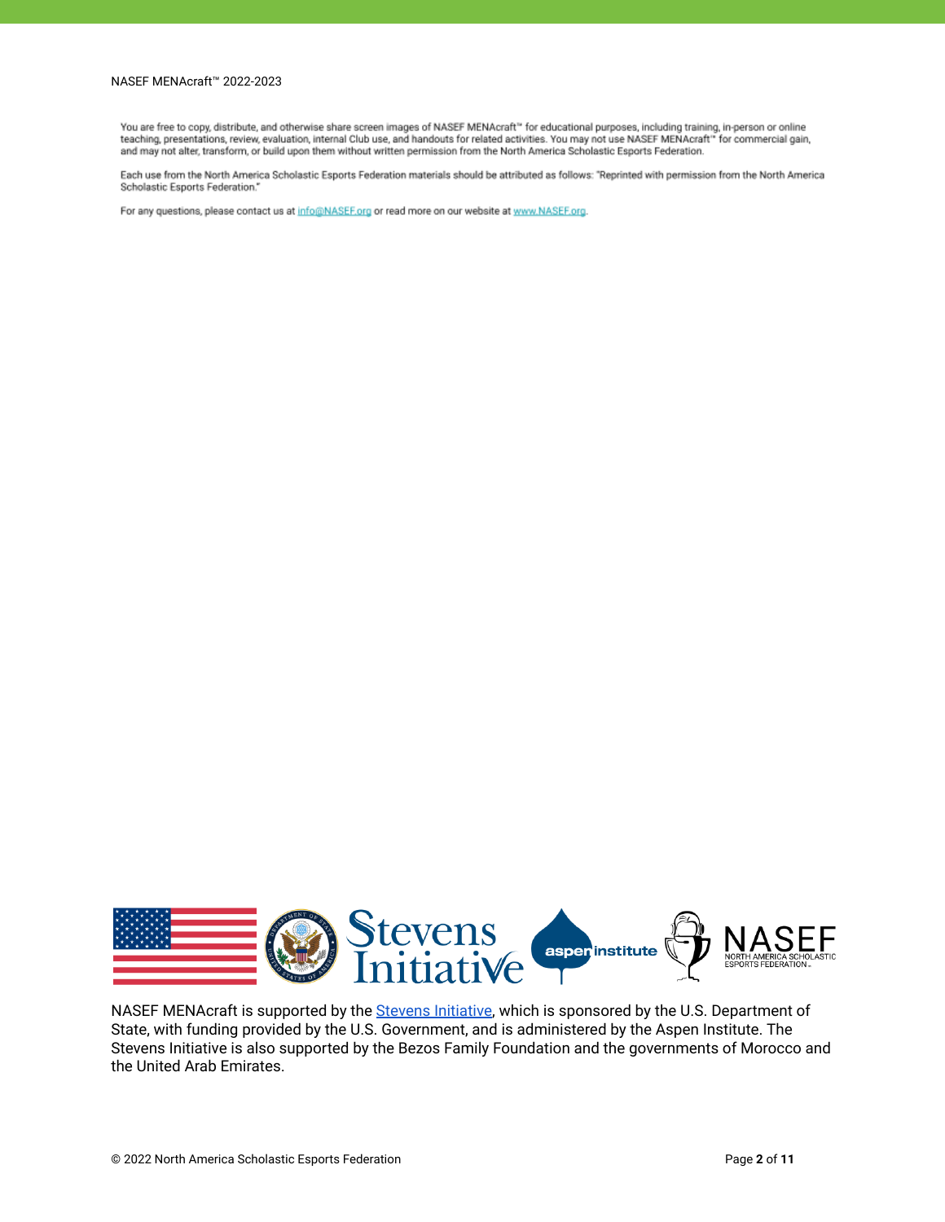You are free to copy, distribute, and otherwise share screen images of NASEF MENAcraft™ for educational purposes, including training, in-person or online teaching, presentations, review, evaluation, internal Club use, and handouts for related activities. You may not use NASEF MENAcraft™ for commercial gain, and may not alter, transform, or build upon them without written permission from the North America Scholastic Esports Federation.

Each use from the North America Scholastic Esports Federation materials should be attributed as follows: "Reprinted with permission from the North America Scholastic Esports Federation."

For any questions, please contact us at info@NASEF.org or read more on our website at www.NASEF.org.

NASEF MENAcraft is supported by the Stevens Initiative, which is sponsored by the U.S. Department of State, with funding provided by the U.S. Government, and is administered by the Aspen Institute. The Stevens Initiative is also supported by the Bezos Family Foundation and the governments of Morocco and the United Arab Emirates.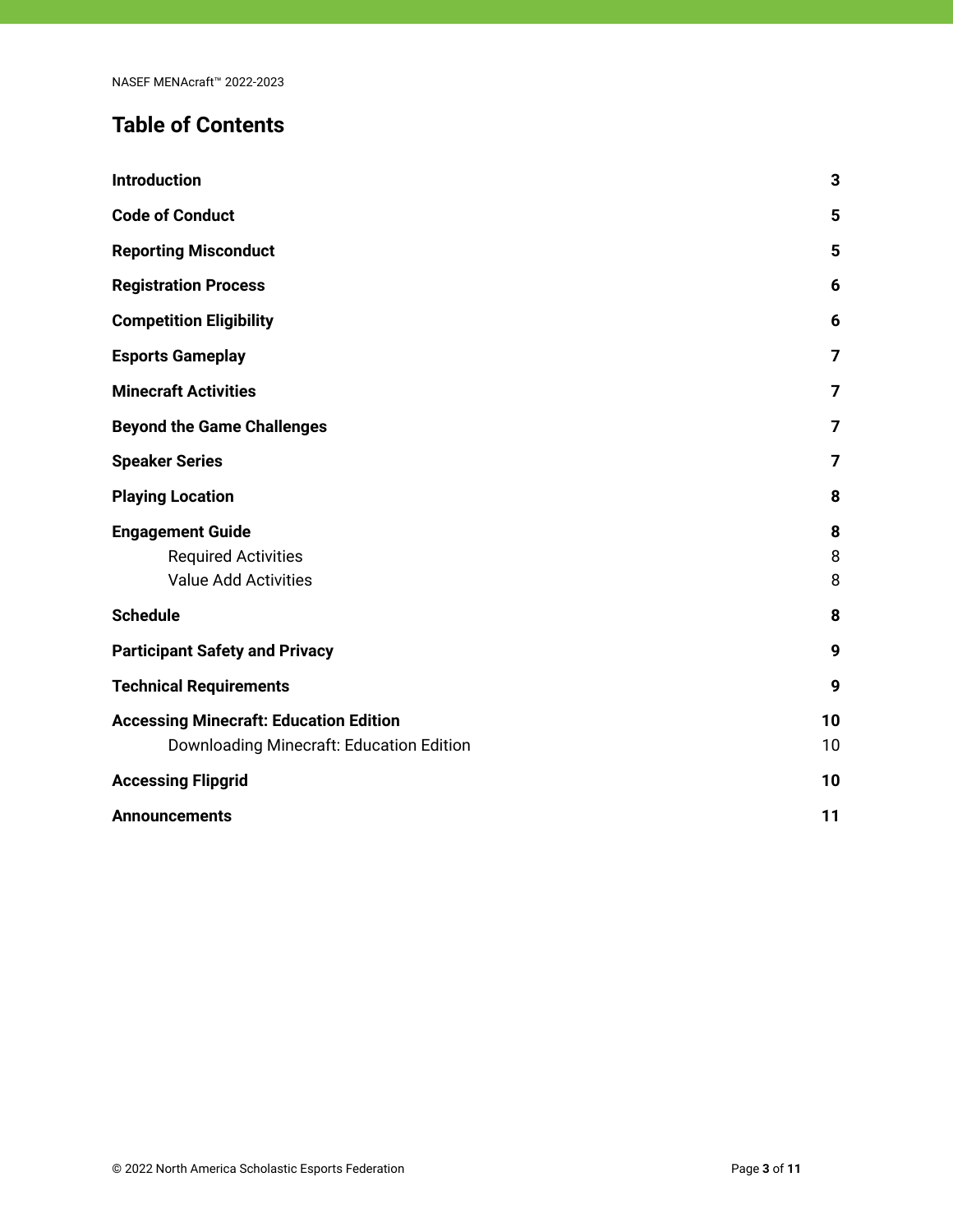# Table of Contents

| | |
|---|---|
| **Introduction** | **3** |
| **Code of Conduct** | **5** |
| **Reporting Misconduct** | **5** |
| **Registration Process** | **6** |
| **Competition Eligibility** | **6** |
| **Esports Gameplay** | **7** |
| **Minecraft Activities** | **7** |
| **Beyond the Game Challenges** | **7** |
| **Speaker Series** | **7** |
| **Playing Location** | **8** |
| **Engagement Guide** | **8** |
| Required Activities | 8 |
| Value Add Activities | 8 |
| **Schedule** | **8** |
| **Participant Safety and Privacy** | **9** |
| **Technical Requirements** | **9** |
| **Accessing Minecraft: Education Edition** | **10** |
| Downloading Minecraft: Education Edition | 10 |
| **Accessing Flipgrid** | **10** |
| **Announcements** | **11** |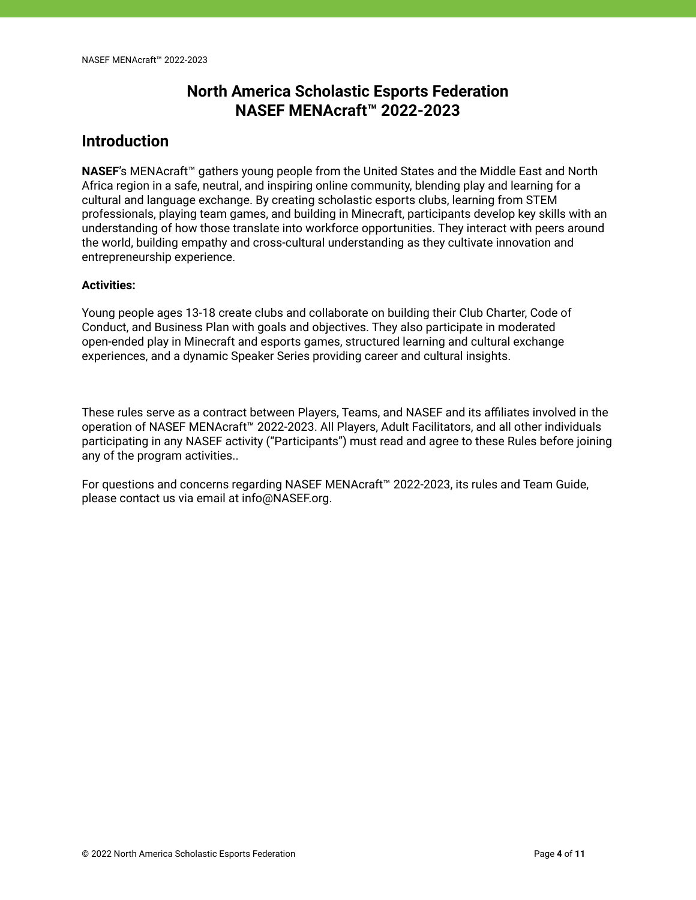# North America Scholastic Esports Federation
# NASEF MENAcraft™ 2022-2023

## Introduction

**NASEF**'s MENAcraft™ gathers young people from the United States and the Middle East and North Africa region in a safe, neutral, and inspiring online community, blending play and learning for a cultural and language exchange. By creating scholastic esports clubs, learning from STEM professionals, playing team games, and building in Minecraft, participants develop key skills with an understanding of how those translate into workforce opportunities. They interact with peers around the world, building empathy and cross-cultural understanding as they cultivate innovation and entrepreneurship experience.

**Activities:**

Young people ages 13-18 create clubs and collaborate on building their Club Charter, Code of Conduct, and Business Plan with goals and objectives. They also participate in moderated open-ended play in Minecraft and esports games, structured learning and cultural exchange experiences, and a dynamic Speaker Series providing career and cultural insights.

These rules serve as a contract between Players, Teams, and NASEF and its affiliates involved in the operation of NASEF MENAcraft™ 2022-2023. All Players, Adult Facilitators, and all other individuals participating in any NASEF activity ("Participants") must read and agree to these Rules before joining any of the program activities..

For questions and concerns regarding NASEF MENAcraft™ 2022-2023, its rules and Team Guide, please contact us via email at info@NASEF.org.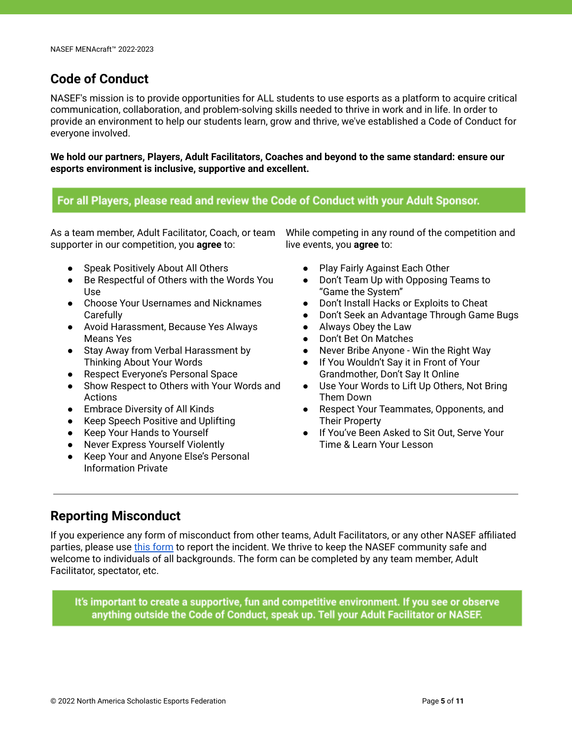## Code of Conduct

NASEF's mission is to provide opportunities for ALL students to use esports as a platform to acquire critical communication, collaboration, and problem-solving skills needed to thrive in work and in life. In order to provide an environment to help our students learn, grow and thrive, we've established a Code of Conduct for everyone involved.

**We hold our partners, Players, Adult Facilitators, Coaches and beyond to the same standard: ensure our esports environment is inclusive, supportive and excellent.**

**For all Players, please read and review the Code of Conduct with your Adult Sponsor.**

As a team member, Adult Facilitator, Coach, or team supporter in our competition, you **agree** to:

- Speak Positively About All Others
- Be Respectful of Others with the Words You Use
- Choose Your Usernames and Nicknames Carefully
- Avoid Harassment, Because Yes Always Means Yes
- Stay Away from Verbal Harassment by Thinking About Your Words
- Respect Everyone's Personal Space
- Show Respect to Others with Your Words and Actions
- Embrace Diversity of All Kinds
- Keep Speech Positive and Uplifting
- Keep Your Hands to Yourself
- Never Express Yourself Violently
- Keep Your and Anyone Else's Personal Information Private

While competing in any round of the competition and live events, you **agree** to:

- Play Fairly Against Each Other
- Don't Team Up with Opposing Teams to "Game the System"
- Don't Install Hacks or Exploits to Cheat
- Don't Seek an Advantage Through Game Bugs
- Always Obey the Law
- Don't Bet On Matches
- Never Bribe Anyone - Win the Right Way
- If You Wouldn't Say it in Front of Your Grandmother, Don't Say It Online
- Use Your Words to Lift Up Others, Not Bring Them Down
- Respect Your Teammates, Opponents, and Their Property
- If You've Been Asked to Sit Out, Serve Your Time & Learn Your Lesson

---

## Reporting Misconduct

If you experience any form of misconduct from other teams, Adult Facilitators, or any other NASEF affiliated parties, please use this form to report the incident. We thrive to keep the NASEF community safe and welcome to individuals of all backgrounds. The form can be completed by any team member, Adult Facilitator, spectator, etc.

**It's important to create a supportive, fun and competitive environment. If you see or observe anything outside the Code of Conduct, speak up. Tell your Adult Facilitator or NASEF.**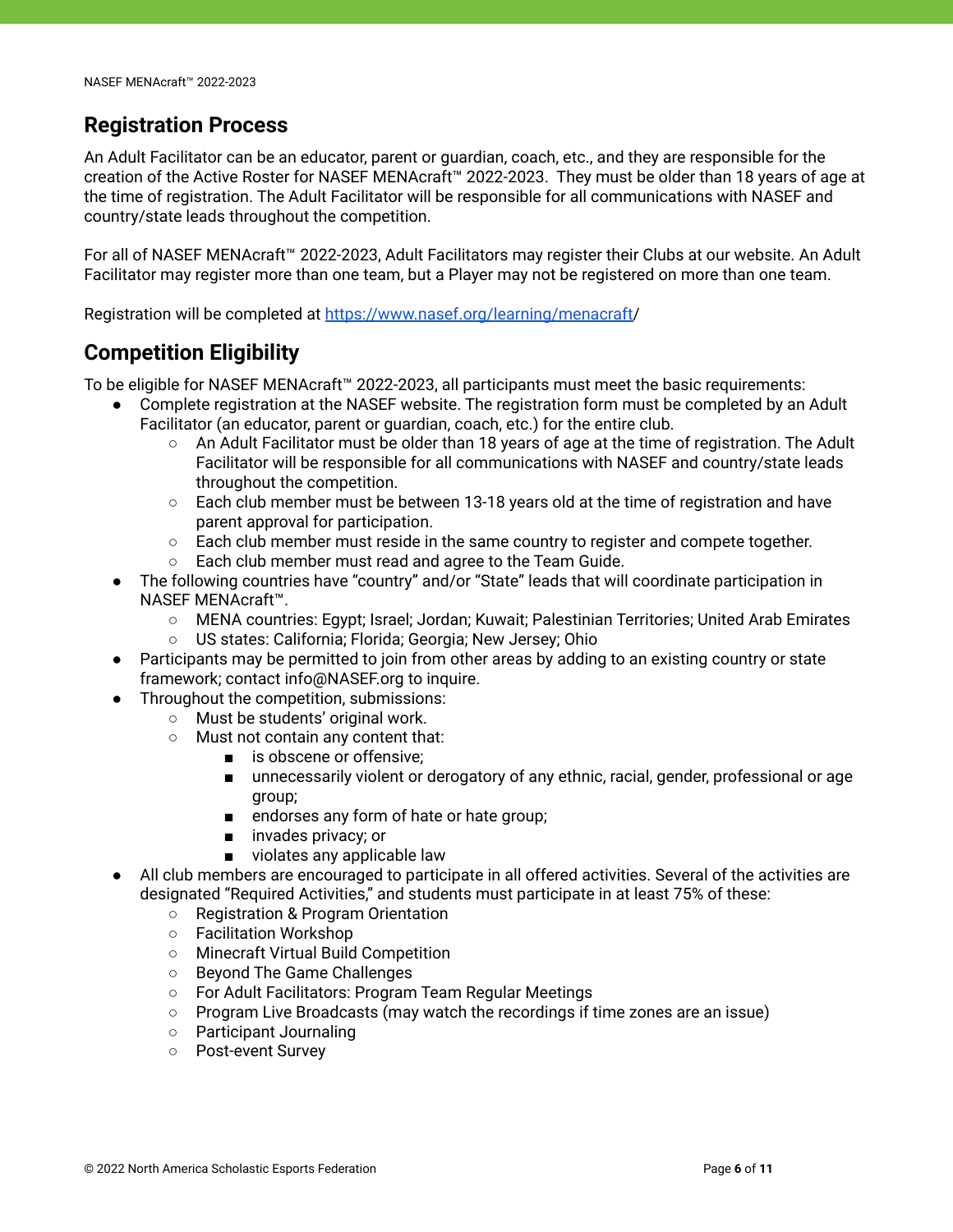## Registration Process

An Adult Facilitator can be an educator, parent or guardian, coach, etc., and they are responsible for the creation of the Active Roster for NASEF MENAcraft™ 2022-2023. They must be older than 18 years of age at the time of registration. The Adult Facilitator will be responsible for all communications with NASEF and country/state leads throughout the competition.

For all of NASEF MENAcraft™ 2022-2023, Adult Facilitators may register their Clubs at our website. An Adult Facilitator may register more than one team, but a Player may not be registered on more than one team.

Registration will be completed at [https://www.nasef.org/learning/menacraft](https://www.nasef.org/learning/menacraft)/

## Competition Eligibility

To be eligible for NASEF MENAcraft™ 2022-2023, all participants must meet the basic requirements:

- Complete registration at the NASEF website. The registration form must be completed by an Adult Facilitator (an educator, parent or guardian, coach, etc.) for the entire club.
  - An Adult Facilitator must be older than 18 years of age at the time of registration. The Adult Facilitator will be responsible for all communications with NASEF and country/state leads throughout the competition.
  - Each club member must be between 13-18 years old at the time of registration and have parent approval for participation.
  - Each club member must reside in the same country to register and compete together.
  - Each club member must read and agree to the Team Guide.
- The following countries have "country" and/or "State" leads that will coordinate participation in NASEF MENAcraft™.
  - MENA countries: Egypt; Israel; Jordan; Kuwait; Palestinian Territories; United Arab Emirates
  - US states: California; Florida; Georgia; New Jersey; Ohio
- Participants may be permitted to join from other areas by adding to an existing country or state framework; contact info@NASEF.org to inquire.
- Throughout the competition, submissions:
  - Must be students' original work.
  - Must not contain any content that:
    - is obscene or offensive;
    - unnecessarily violent or derogatory of any ethnic, racial, gender, professional or age group;
    - endorses any form of hate or hate group;
    - invades privacy; or
    - violates any applicable law
- All club members are encouraged to participate in all offered activities. Several of the activities are designated "Required Activities," and students must participate in at least 75% of these:
  - Registration & Program Orientation
  - Facilitation Workshop
  - Minecraft Virtual Build Competition
  - Beyond The Game Challenges
  - For Adult Facilitators: Program Team Regular Meetings
  - Program Live Broadcasts (may watch the recordings if time zones are an issue)
  - Participant Journaling
  - Post-event Survey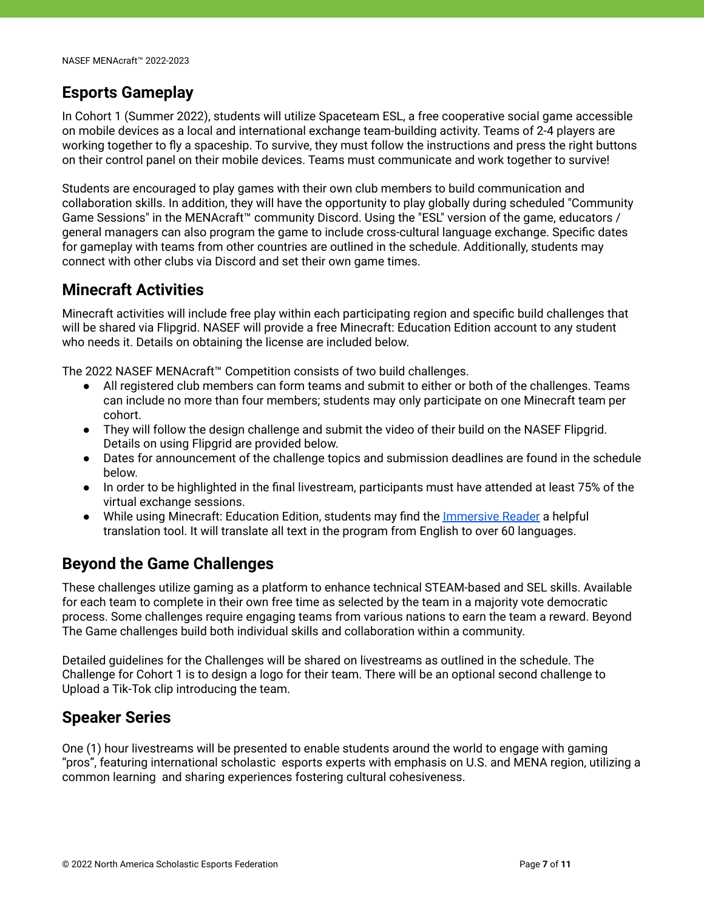## Esports Gameplay

In Cohort 1 (Summer 2022), students will utilize Spaceteam ESL, a free cooperative social game accessible on mobile devices as a local and international exchange team-building activity. Teams of 2-4 players are working together to fly a spaceship. To survive, they must follow the instructions and press the right buttons on their control panel on their mobile devices. Teams must communicate and work together to survive!

Students are encouraged to play games with their own club members to build communication and collaboration skills. In addition, they will have the opportunity to play globally during scheduled "Community Game Sessions" in the MENAcraft™ community Discord. Using the "ESL" version of the game, educators / general managers can also program the game to include cross-cultural language exchange. Specific dates for gameplay with teams from other countries are outlined in the schedule. Additionally, students may connect with other clubs via Discord and set their own game times.

## Minecraft Activities

Minecraft activities will include free play within each participating region and specific build challenges that will be shared via Flipgrid. NASEF will provide a free Minecraft: Education Edition account to any student who needs it. Details on obtaining the license are included below.

The 2022 NASEF MENAcraft™ Competition consists of two build challenges.

- All registered club members can form teams and submit to either or both of the challenges. Teams can include no more than four members; students may only participate on one Minecraft team per cohort.
- They will follow the design challenge and submit the video of their build on the NASEF Flipgrid. Details on using Flipgrid are provided below.
- Dates for announcement of the challenge topics and submission deadlines are found in the schedule below.
- In order to be highlighted in the final livestream, participants must have attended at least 75% of the virtual exchange sessions.
- While using Minecraft: Education Edition, students may find the Immersive Reader a helpful translation tool. It will translate all text in the program from English to over 60 languages.

## Beyond the Game Challenges

These challenges utilize gaming as a platform to enhance technical STEAM-based and SEL skills. Available for each team to complete in their own free time as selected by the team in a majority vote democratic process. Some challenges require engaging teams from various nations to earn the team a reward. Beyond The Game challenges build both individual skills and collaboration within a community.

Detailed guidelines for the Challenges will be shared on livestreams as outlined in the schedule. The Challenge for Cohort 1 is to design a logo for their team. There will be an optional second challenge to Upload a Tik-Tok clip introducing the team.

## Speaker Series

One (1) hour livestreams will be presented to enable students around the world to engage with gaming "pros", featuring international scholastic esports experts with emphasis on U.S. and MENA region, utilizing a common learning and sharing experiences fostering cultural cohesiveness.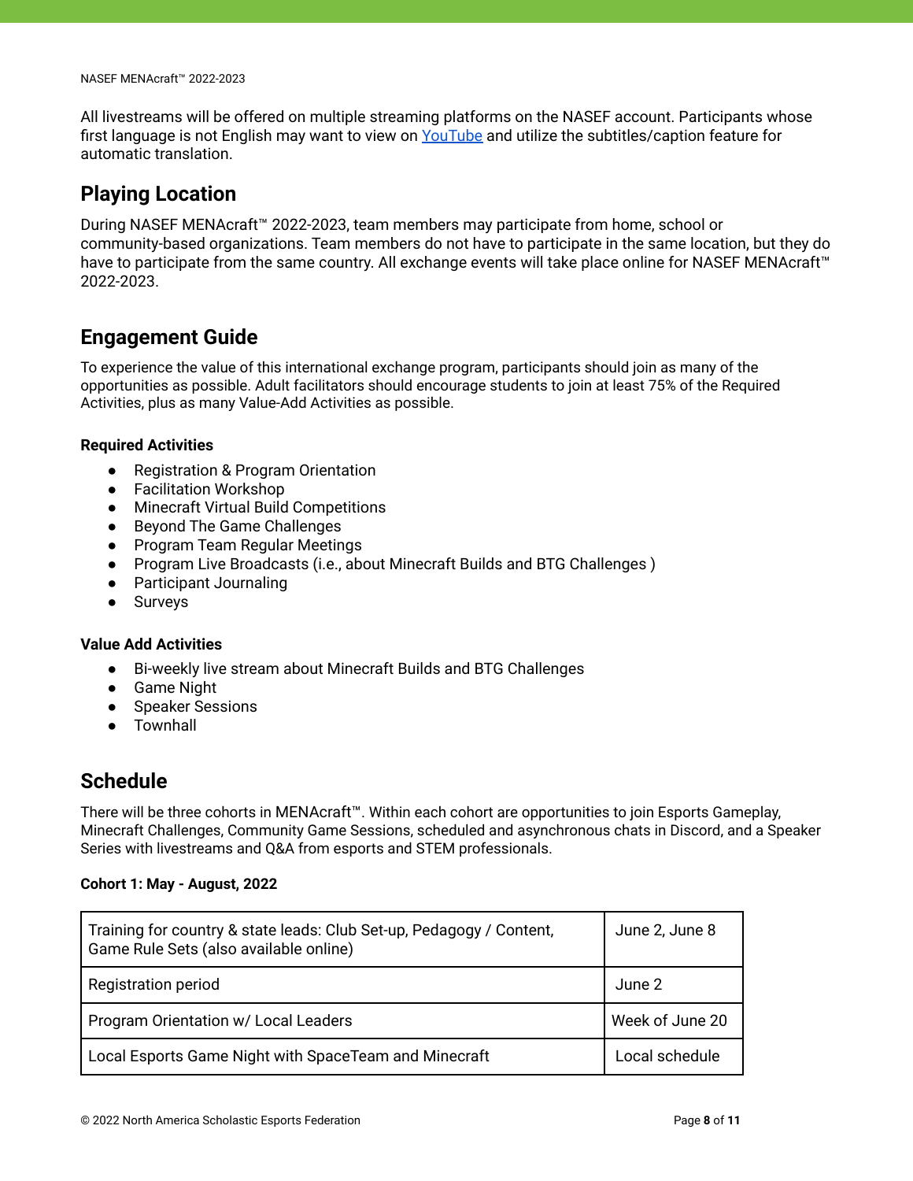All livestreams will be offered on multiple streaming platforms on the NASEF account. Participants whose first language is not English may want to view on [YouTube](YouTube) and utilize the subtitles/caption feature for automatic translation.

## Playing Location

During NASEF MENAcraft™ 2022-2023, team members may participate from home, school or community-based organizations. Team members do not have to participate in the same location, but they do have to participate from the same country. All exchange events will take place online for NASEF MENAcraft™ 2022-2023.

## Engagement Guide

To experience the value of this international exchange program, participants should join as many of the opportunities as possible. Adult facilitators should encourage students to join at least 75% of the Required Activities, plus as many Value-Add Activities as possible.

**Required Activities**

- Registration & Program Orientation
- Facilitation Workshop
- Minecraft Virtual Build Competitions
- Beyond The Game Challenges
- Program Team Regular Meetings
- Program Live Broadcasts (i.e., about Minecraft Builds and BTG Challenges )
- Participant Journaling
- Surveys

**Value Add Activities**

- Bi-weekly live stream about Minecraft Builds and BTG Challenges
- Game Night
- Speaker Sessions
- Townhall

## Schedule

There will be three cohorts in MENAcraft™. Within each cohort are opportunities to join Esports Gameplay, Minecraft Challenges, Community Game Sessions, scheduled and asynchronous chats in Discord, and a Speaker Series with livestreams and Q&A from esports and STEM professionals.

**Cohort 1: May - August, 2022**

| | |
|---|---|
| Training for country & state leads: Club Set-up, Pedagogy / Content, Game Rule Sets (also available online) | June 2, June 8 |
| Registration period | June 2 |
| Program Orientation w/ Local Leaders | Week of June 20 |
| Local Esports Game Night with SpaceTeam and Minecraft | Local schedule |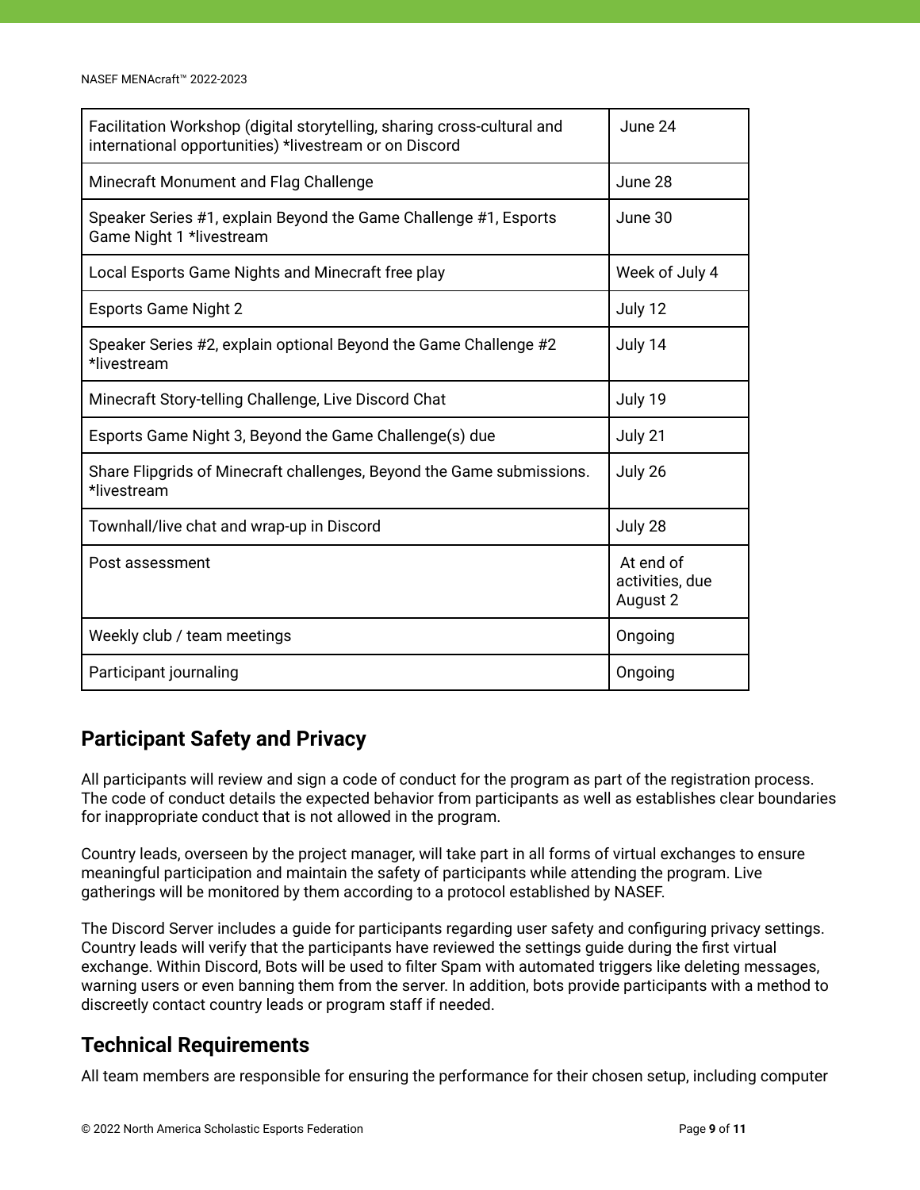| Facilitation Workshop (digital storytelling, sharing cross-cultural and international opportunities) *livestream or on Discord | June 24 |
|---|---|
| Minecraft Monument and Flag Challenge | June 28 |
| Speaker Series #1, explain Beyond the Game Challenge #1, Esports Game Night 1 *livestream | June 30 |
| Local Esports Game Nights and Minecraft free play | Week of July 4 |
| Esports Game Night 2 | July 12 |
| Speaker Series #2, explain optional Beyond the Game Challenge #2 *livestream | July 14 |
| Minecraft Story-telling Challenge, Live Discord Chat | July 19 |
| Esports Game Night 3, Beyond the Game Challenge(s) due | July 21 |
| Share Flipgrids of Minecraft challenges, Beyond the Game submissions. *livestream | July 26 |
| Townhall/live chat and wrap-up in Discord | July 28 |
| Post assessment | At end of activities, due August 2 |
| Weekly club / team meetings | Ongoing |
| Participant journaling | Ongoing |

## Participant Safety and Privacy

All participants will review and sign a code of conduct for the program as part of the registration process. The code of conduct details the expected behavior from participants as well as establishes clear boundaries for inappropriate conduct that is not allowed in the program.

Country leads, overseen by the project manager, will take part in all forms of virtual exchanges to ensure meaningful participation and maintain the safety of participants while attending the program. Live gatherings will be monitored by them according to a protocol established by NASEF.

The Discord Server includes a guide for participants regarding user safety and configuring privacy settings. Country leads will verify that the participants have reviewed the settings guide during the first virtual exchange. Within Discord, Bots will be used to filter Spam with automated triggers like deleting messages, warning users or even banning them from the server. In addition, bots provide participants with a method to discreetly contact country leads or program staff if needed.

## Technical Requirements

All team members are responsible for ensuring the performance for their chosen setup, including computer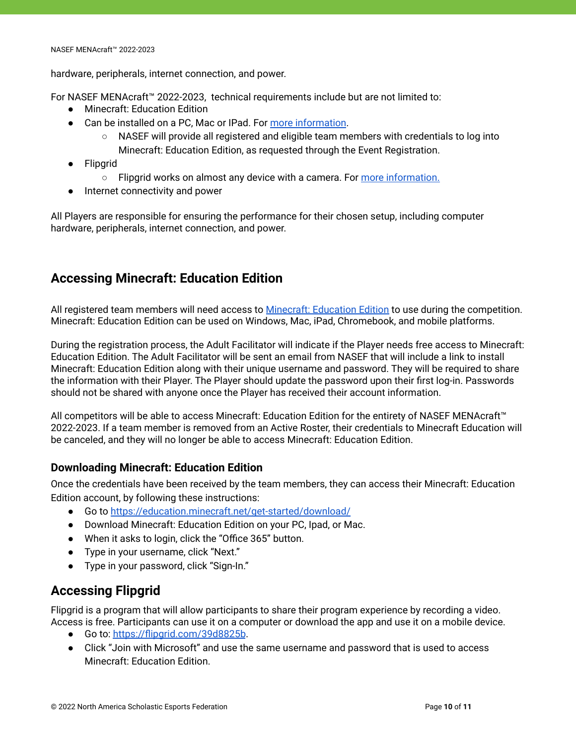hardware, peripherals, internet connection, and power.

For NASEF MENAcraft™ 2022-2023, technical requirements include but are not limited to:

- Minecraft: Education Edition
- Can be installed on a PC, Mac or IPad. For more information.
  - NASEF will provide all registered and eligible team members with credentials to log into Minecraft: Education Edition, as requested through the Event Registration.
- Flipgrid
  - Flipgrid works on almost any device with a camera. For more information.
- Internet connectivity and power

All Players are responsible for ensuring the performance for their chosen setup, including computer hardware, peripherals, internet connection, and power.

## Accessing Minecraft: Education Edition

All registered team members will need access to Minecraft: Education Edition to use during the competition. Minecraft: Education Edition can be used on Windows, Mac, iPad, Chromebook, and mobile platforms.

During the registration process, the Adult Facilitator will indicate if the Player needs free access to Minecraft: Education Edition. The Adult Facilitator will be sent an email from NASEF that will include a link to install Minecraft: Education Edition along with their unique username and password. They will be required to share the information with their Player. The Player should update the password upon their first log-in. Passwords should not be shared with anyone once the Player has received their account information.

All competitors will be able to access Minecraft: Education Edition for the entirety of NASEF MENAcraft™ 2022-2023. If a team member is removed from an Active Roster, their credentials to Minecraft Education will be canceled, and they will no longer be able to access Minecraft: Education Edition.

### Downloading Minecraft: Education Edition

Once the credentials have been received by the team members, they can access their Minecraft: Education Edition account, by following these instructions:

- Go to https://education.minecraft.net/get-started/download/
- Download Minecraft: Education Edition on your PC, Ipad, or Mac.
- When it asks to login, click the "Office 365" button.
- Type in your username, click "Next."
- Type in your password, click "Sign-In."

## Accessing Flipgrid

Flipgrid is a program that will allow participants to share their program experience by recording a video. Access is free. Participants can use it on a computer or download the app and use it on a mobile device.

- Go to: https://flipgrid.com/39d8825b.
- Click "Join with Microsoft" and use the same username and password that is used to access Minecraft: Education Edition.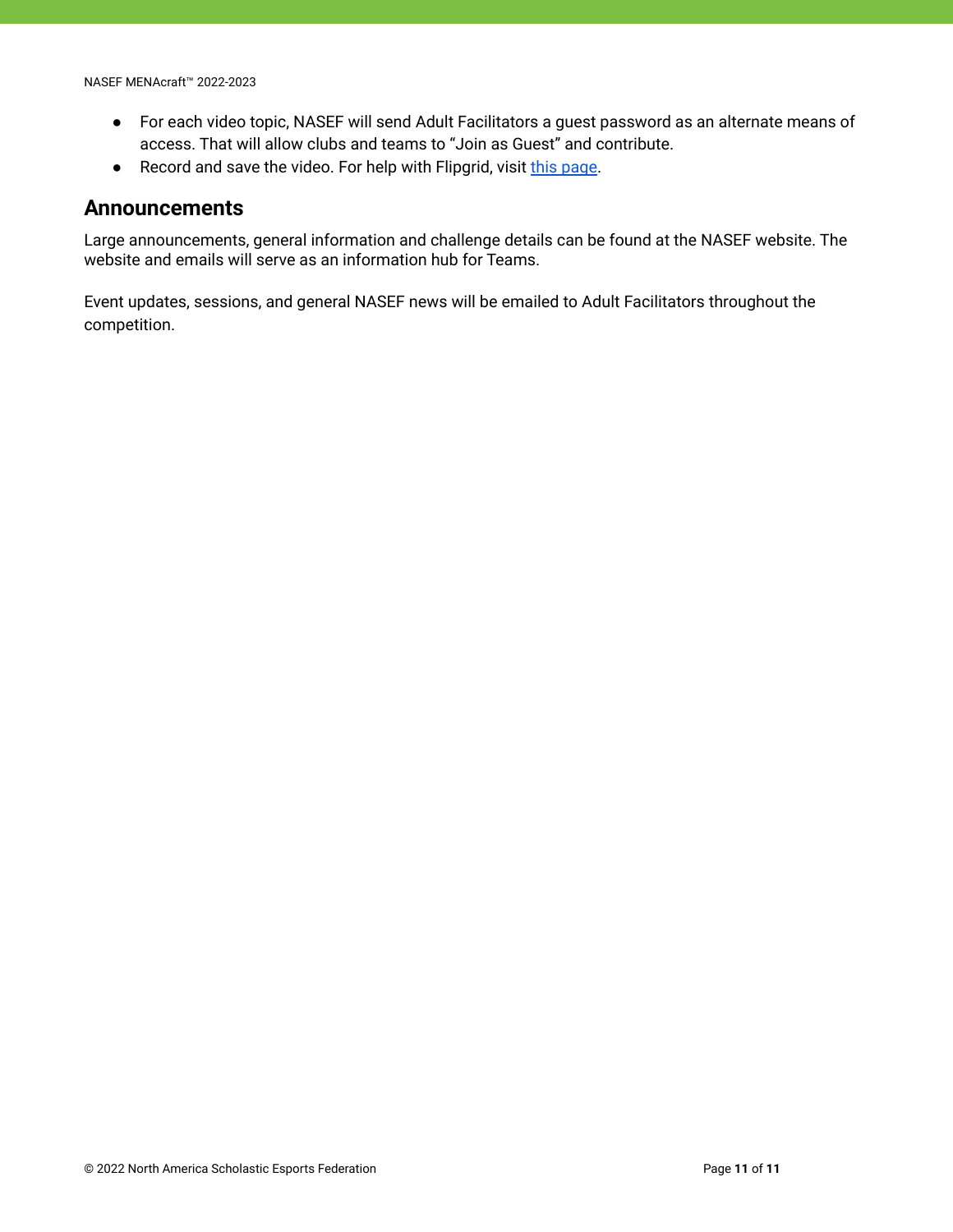- For each video topic, NASEF will send Adult Facilitators a guest password as an alternate means of access. That will allow clubs and teams to "Join as Guest" and contribute.
- Record and save the video. For help with Flipgrid, visit this page.

## Announcements

Large announcements, general information and challenge details can be found at the NASEF website. The website and emails will serve as an information hub for Teams.

Event updates, sessions, and general NASEF news will be emailed to Adult Facilitators throughout the competition.